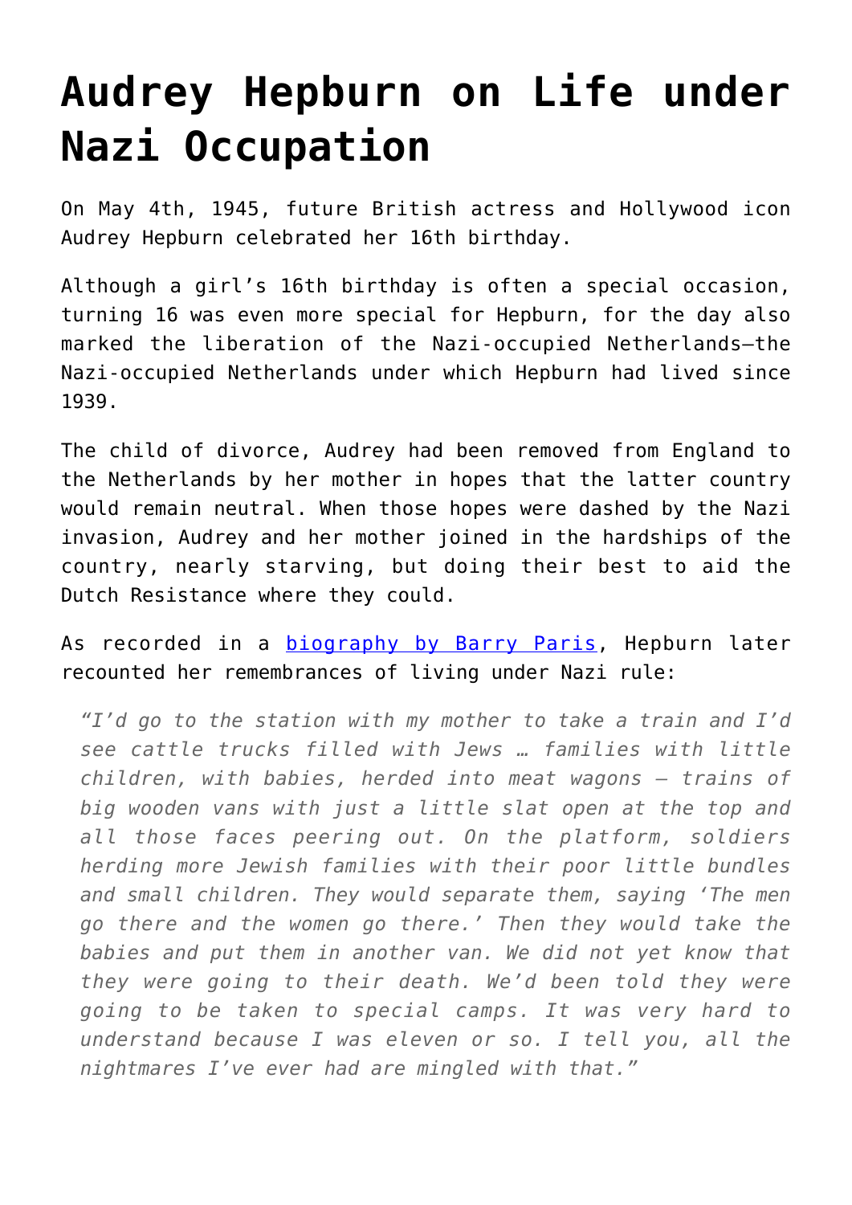# Audrey Hepburn on Life under Nazi Occupation

On May 4th, 1945, future British actress and Hollywood icon Audrey Hepburn celebrated her 16th birthday.

Although a girl's 16th birthday is often a special occasion, turning 16 was even more special for Hepburn, for the day also marked the liberation of the Nazi-occupied Netherlands—the Nazi-occupied Netherlands under which Hepburn had lived since 1939.

The child of divorce, Audrey had been removed from England to the Netherlands by her mother in hopes that the latter country would remain neutral. When those hopes were dashed by the Nazi invasion, Audrey and her mother joined in the hardships of the country, nearly starving, but doing their best to aid the Dutch Resistance where they could.

As recorded in a [biography by Barry Paris](), Hepburn later recounted her remembrances of living under Nazi rule:

> *"I'd go to the station with my mother to take a train and I'd see cattle trucks filled with Jews … families with little children, with babies, herded into meat wagons — trains of big wooden vans with just a little slat open at the top and all those faces peering out. On the platform, soldiers herding more Jewish families with their poor little bundles and small children. They would separate them, saying 'The men go there and the women go there.' Then they would take the babies and put them in another van. We did not yet know that they were going to their death. We'd been told they were going to be taken to special camps. It was very hard to understand because I was eleven or so. I tell you, all the nightmares I've ever had are mingled with that."*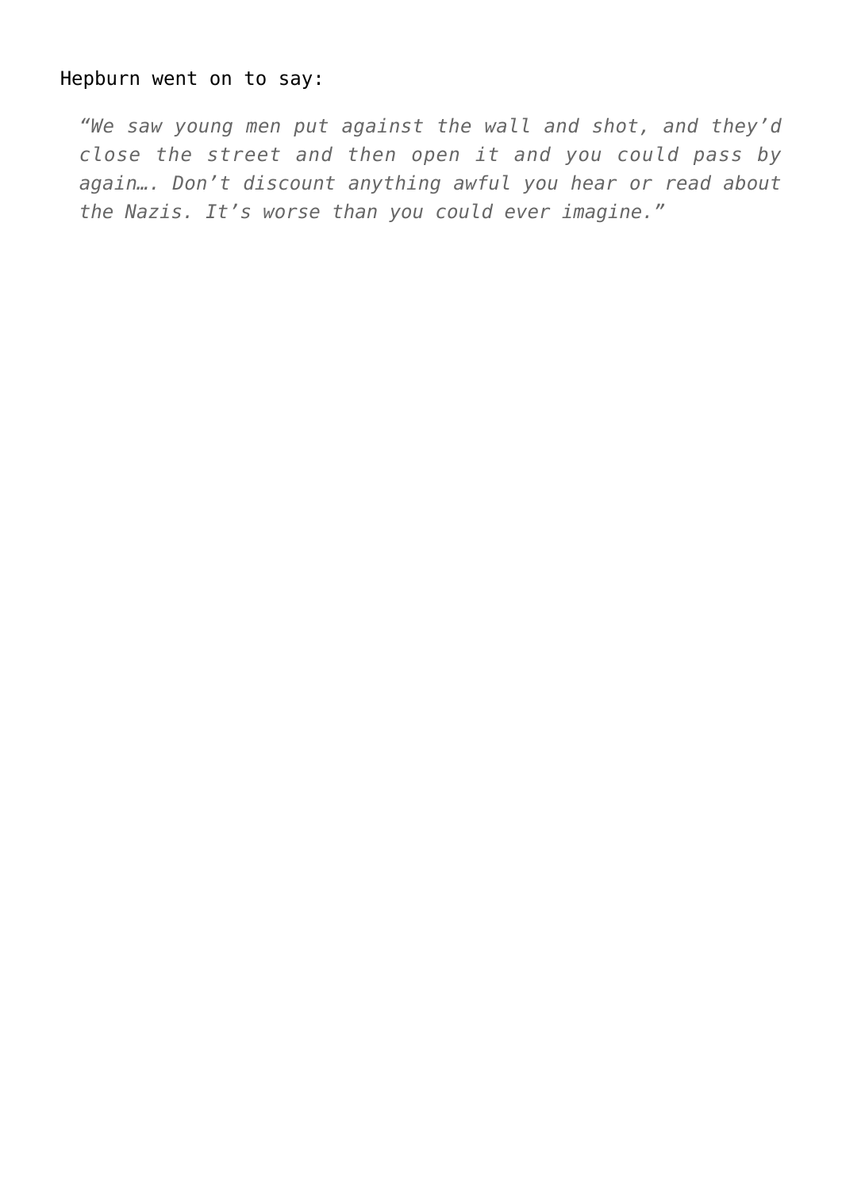Hepburn went on to say:

> *"We saw young men put against the wall and shot, and they'd close the street and then open it and you could pass by again…. Don't discount anything awful you hear or read about the Nazis. It's worse than you could ever imagine."*